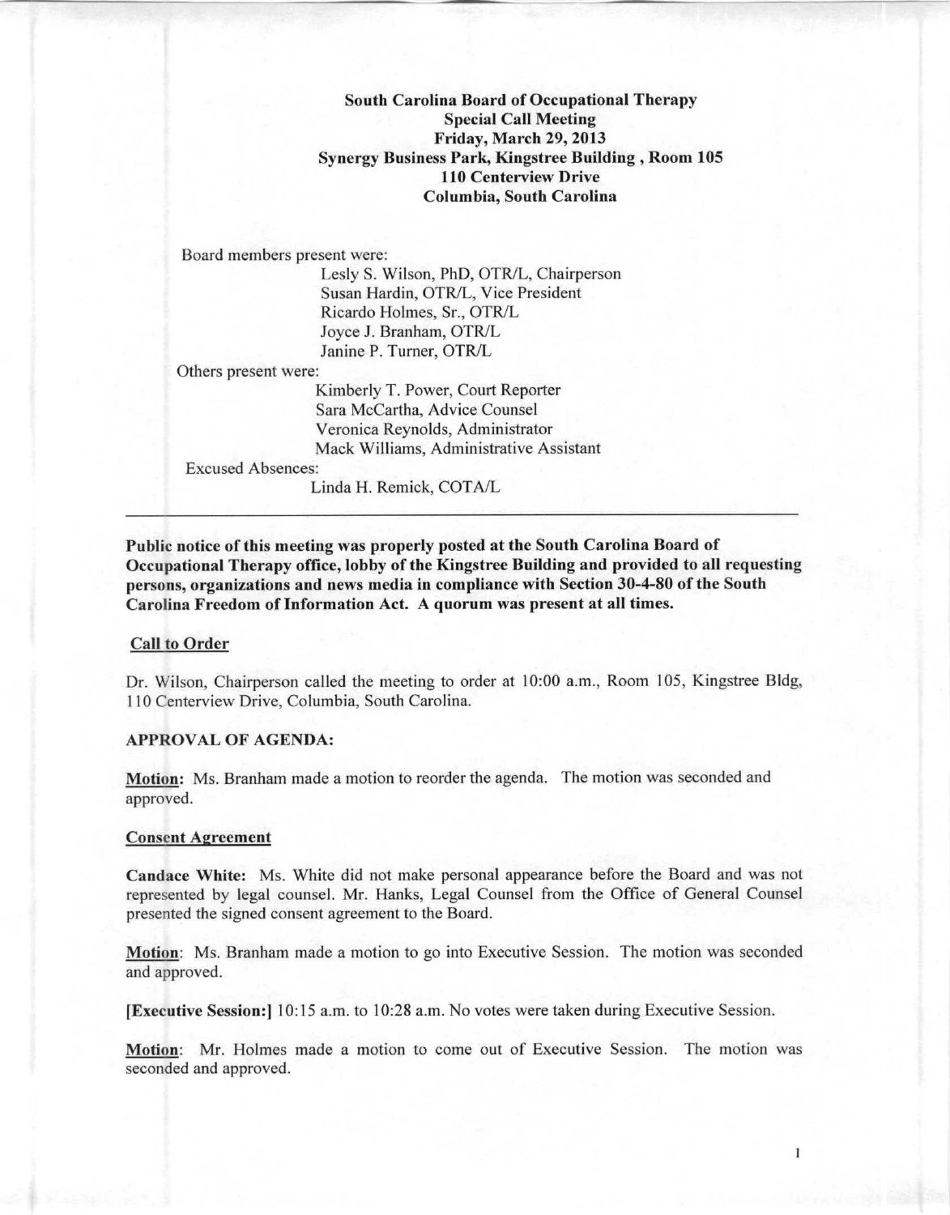**South Carolina Board of Occupational Therapy**
**Special Call Meeting**
**Friday, March 29, 2013**
**Synergy Business Park, Kingstree Building , Room 105**
**110 Centerview Drive**
**Columbia, South Carolina**

Board members present were:

Lesly S. Wilson, PhD, OTR/L, Chairperson
Susan Hardin, OTR/L, Vice President
Ricardo Holmes, Sr., OTR/L
Joyce J. Branham, OTR/L
Janine P. Turner, OTR/L

Others present were:

Kimberly T. Power, Court Reporter
Sara McCartha, Advice Counsel
Veronica Reynolds, Administrator
Mack Williams, Administrative Assistant

Excused Absences:

Linda H. Remick, COTA/L

---

**Public notice of this meeting was properly posted at the South Carolina Board of Occupational Therapy office, lobby of the Kingstree Building and provided to all requesting persons, organizations and news media in compliance with Section 30-4-80 of the South Carolina Freedom of Information Act. A quorum was present at all times.**

## Call to Order

Dr. Wilson, Chairperson called the meeting to order at 10:00 a.m., Room 105, Kingstree Bldg, 110 Centerview Drive, Columbia, South Carolina.

## APPROVAL OF AGENDA:

**Motion:** Ms. Branham made a motion to reorder the agenda. The motion was seconded and approved.

## Consent Agreement

**Candace White:** Ms. White did not make personal appearance before the Board and was not represented by legal counsel. Mr. Hanks, Legal Counsel from the Office of General Counsel presented the signed consent agreement to the Board.

**Motion**: Ms. Branham made a motion to go into Executive Session. The motion was seconded and approved.

**[Executive Session:]** 10:15 a.m. to 10:28 a.m. No votes were taken during Executive Session.

**Motion**: Mr. Holmes made a motion to come out of Executive Session. The motion was seconded and approved.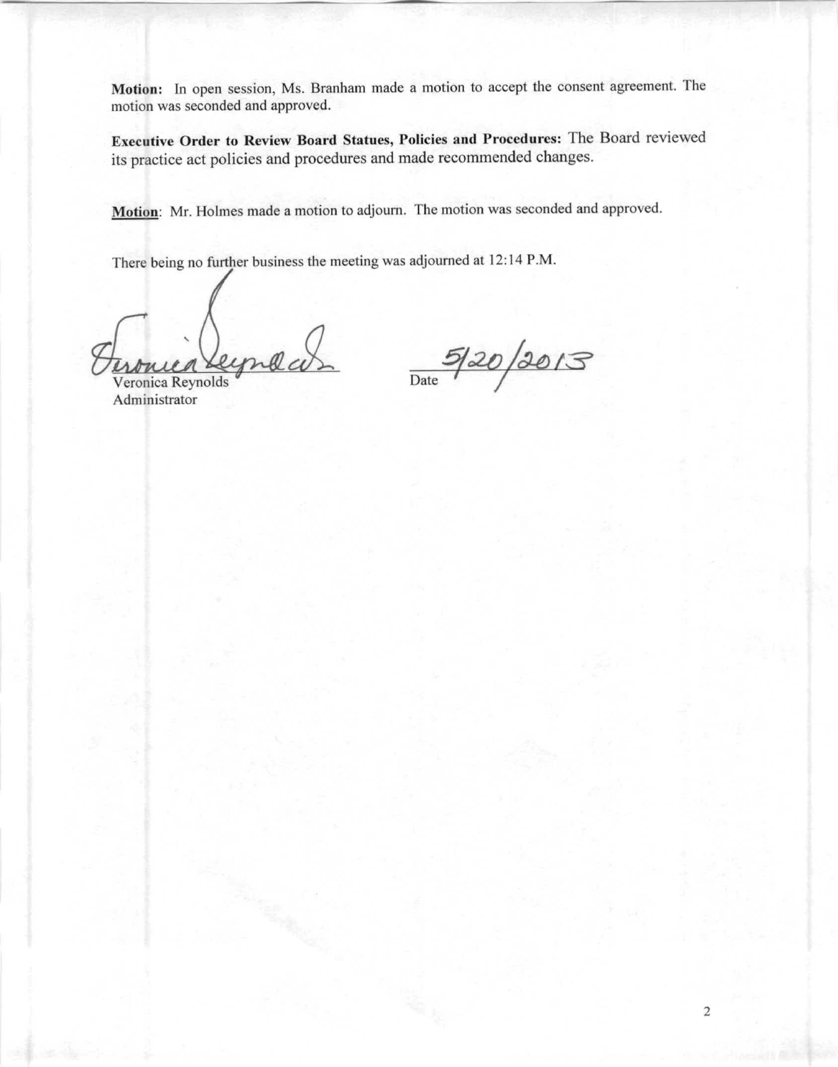**Motion:** In open session, Ms. Branham made a motion to accept the consent agreement. The motion was seconded and approved.

**Executive Order to Review Board Statues, Policies and Procedures:** The Board reviewed its practice act policies and procedures and made recommended changes.

**Motion**: Mr. Holmes made a motion to adjourn. The motion was seconded and approved.

There being no further business the meeting was adjourned at 12:14 P.M.

Veronica Reynolds
Administrator

5/20/2013
Date